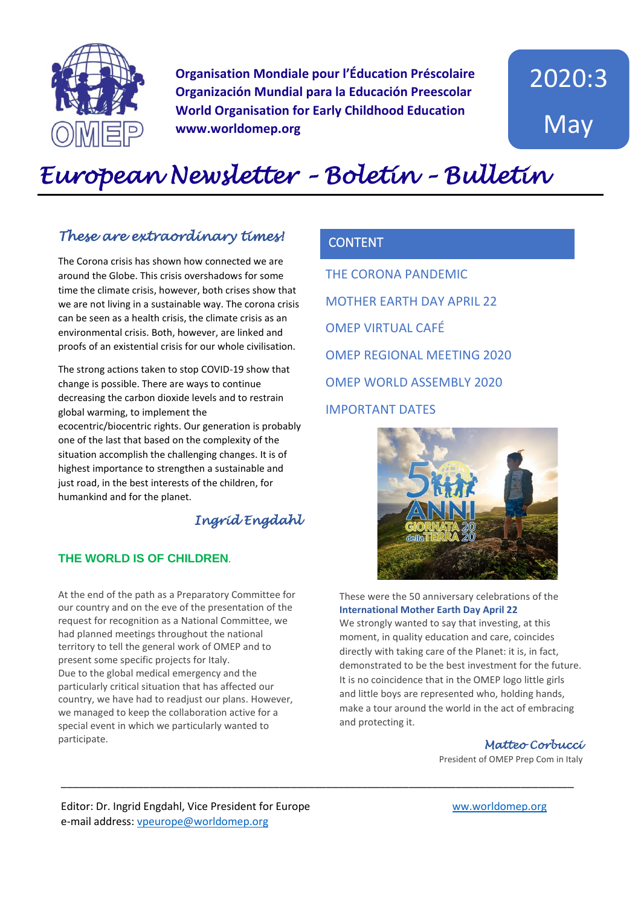**Organisation Mondiale pour l'Éducation Préscolaire**
**Organización Mundial para la Educación Preescolar**
**World Organisation for Early Childhood Education**
**www.worldomep.org**

2020:3

May

# *European Newsletter – Boletín – Bulletin*

## *These are extraordinary times!*

The Corona crisis has shown how connected we are around the Globe. This crisis overshadows for some time the climate crisis, however, both crises show that we are not living in a sustainable way. The corona crisis can be seen as a health crisis, the climate crisis as an environmental crisis. Both, however, are linked and proofs of an existential crisis for our whole civilisation.

The strong actions taken to stop COVID-19 show that change is possible. There are ways to continue decreasing the carbon dioxide levels and to restrain global warming, to implement the ecocentric/biocentric rights. Our generation is probably one of the last that based on the complexity of the situation accomplish the challenging changes. It is of highest importance to strengthen a sustainable and just road, in the best interests of the children, for humankind and for the planet.

*Ingrid Engdahl*

## CONTENT

- THE CORONA PANDEMIC
- MOTHER EARTH DAY APRIL 22
- OMEP VIRTUAL CAFÉ
- OMEP REGIONAL MEETING 2020
- OMEP WORLD ASSEMBLY 2020
- IMPORTANT DATES

## THE WORLD IS OF CHILDREN.

At the end of the path as a Preparatory Committee for our country and on the eve of the presentation of the request for recognition as a National Committee, we had planned meetings throughout the national territory to tell the general work of OMEP and to present some specific projects for Italy.
Due to the global medical emergency and the particularly critical situation that has affected our country, we have had to readjust our plans. However, we managed to keep the collaboration active for a special event in which we particularly wanted to participate.

These were the 50 anniversary celebrations of the **International Mother Earth Day April 22**
We strongly wanted to say that investing, at this moment, in quality education and care, coincides directly with taking care of the Planet: it is, in fact, demonstrated to be the best investment for the future. It is no coincidence that in the OMEP logo little girls and little boys are represented who, holding hands, make a tour around the world in the act of embracing and protecting it.

*Matteo Corbucci*
President of OMEP Prep Com in Italy

---

Editor: Dr. Ingrid Engdahl, Vice President for Europe
e-mail address: vpeurope@worldomep.org

ww.worldomep.org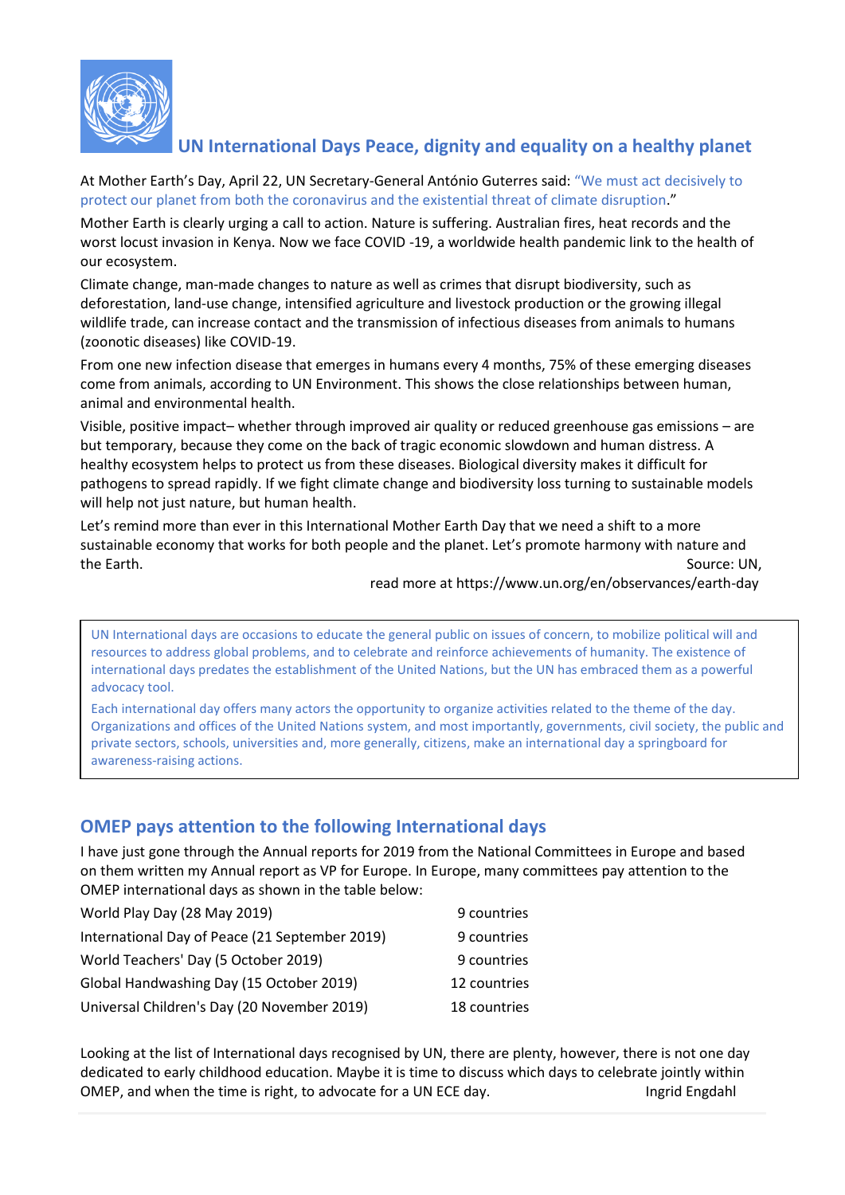## UN International Days Peace, dignity and equality on a healthy planet

At Mother Earth's Day, April 22, UN Secretary-General António Guterres said: "We must act decisively to protect our planet from both the coronavirus and the existential threat of climate disruption."

Mother Earth is clearly urging a call to action. Nature is suffering. Australian fires, heat records and the worst locust invasion in Kenya. Now we face COVID -19, a worldwide health pandemic link to the health of our ecosystem.

Climate change, man-made changes to nature as well as crimes that disrupt biodiversity, such as deforestation, land-use change, intensified agriculture and livestock production or the growing illegal wildlife trade, can increase contact and the transmission of infectious diseases from animals to humans (zoonotic diseases) like COVID-19.

From one new infection disease that emerges in humans every 4 months, 75% of these emerging diseases come from animals, according to UN Environment. This shows the close relationships between human, animal and environmental health.

Visible, positive impact– whether through improved air quality or reduced greenhouse gas emissions – are but temporary, because they come on the back of tragic economic slowdown and human distress. A healthy ecosystem helps to protect us from these diseases. Biological diversity makes it difficult for pathogens to spread rapidly. If we fight climate change and biodiversity loss turning to sustainable models will help not just nature, but human health.

Let's remind more than ever in this International Mother Earth Day that we need a shift to a more sustainable economy that works for both people and the planet. Let's promote harmony with nature and the Earth.

Source: UN, read more at https://www.un.org/en/observances/earth-day

UN International days are occasions to educate the general public on issues of concern, to mobilize political will and resources to address global problems, and to celebrate and reinforce achievements of humanity. The existence of international days predates the establishment of the United Nations, but the UN has embraced them as a powerful advocacy tool.

Each international day offers many actors the opportunity to organize activities related to the theme of the day. Organizations and offices of the United Nations system, and most importantly, governments, civil society, the public and private sectors, schools, universities and, more generally, citizens, make an international day a springboard for awareness-raising actions.

## OMEP pays attention to the following International days

I have just gone through the Annual reports for 2019 from the National Committees in Europe and based on them written my Annual report as VP for Europe. In Europe, many committees pay attention to the OMEP international days as shown in the table below:

| | |
|---|---|
| World Play Day (28 May 2019) | 9 countries |
| International Day of Peace (21 September 2019) | 9 countries |
| World Teachers' Day (5 October 2019) | 9 countries |
| Global Handwashing Day (15 October 2019) | 12 countries |
| Universal Children's Day (20 November 2019) | 18 countries |

Looking at the list of International days recognised by UN, there are plenty, however, there is not one day dedicated to early childhood education. Maybe it is time to discuss which days to celebrate jointly within OMEP, and when the time is right, to advocate for a UN ECE day.

Ingrid Engdahl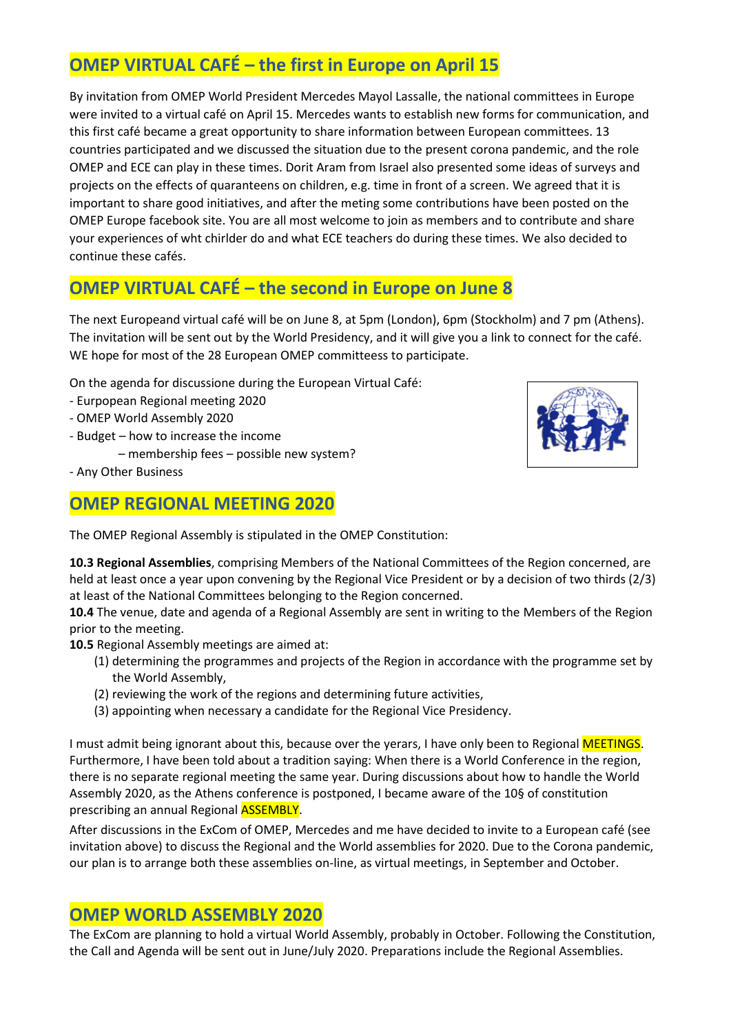## OMEP VIRTUAL CAFÉ – the first in Europe on April 15

By invitation from OMEP World President Mercedes Mayol Lassalle, the national committees in Europe were invited to a virtual café on April 15. Mercedes wants to establish new forms for communication, and this first café became a great opportunity to share information between European committees. 13 countries participated and we discussed the situation due to the present corona pandemic, and the role OMEP and ECE can play in these times. Dorit Aram from Israel also presented some ideas of surveys and projects on the effects of quaranteens on children, e.g. time in front of a screen. We agreed that it is important to share good initiatives, and after the meting some contributions have been posted on the OMEP Europe facebook site. You are all most welcome to join as members and to contribute and share your experiences of wht chirlder do and what ECE teachers do during these times. We also decided to continue these cafés.

## OMEP VIRTUAL CAFÉ – the second in Europe on June 8

The next Europeand virtual café will be on June 8, at 5pm (London), 6pm (Stockholm) and 7 pm (Athens). The invitation will be sent out by the World Presidency, and it will give you a link to connect for the café. WE hope for most of the 28 European OMEP committeess to participate.

On the agenda for discussione during the European Virtual Café:
- Eurpopean Regional meeting 2020
- OMEP World Assembly 2020
- Budget – how to increase the income
  – membership fees – possible new system?
- Any Other Business

## OMEP REGIONAL MEETING 2020

The OMEP Regional Assembly is stipulated in the OMEP Constitution:

**10.3 Regional Assemblies**, comprising Members of the National Committees of the Region concerned, are held at least once a year upon convening by the Regional Vice President or by a decision of two thirds (2/3) at least of the National Committees belonging to the Region concerned.
**10.4** The venue, date and agenda of a Regional Assembly are sent in writing to the Members of the Region prior to the meeting.
**10.5** Regional Assembly meetings are aimed at:
(1) determining the programmes and projects of the Region in accordance with the programme set by the World Assembly,
(2) reviewing the work of the regions and determining future activities,
(3) appointing when necessary a candidate for the Regional Vice Presidency.

I must admit being ignorant about this, because over the yerars, I have only been to Regional MEETINGS. Furthermore, I have been told about a tradition saying: When there is a World Conference in the region, there is no separate regional meeting the same year. During discussions about how to handle the World Assembly 2020, as the Athens conference is postponed, I became aware of the 10§ of constitution prescribing an annual Regional ASSEMBLY.

After discussions in the ExCom of OMEP, Mercedes and me have decided to invite to a European café (see invitation above) to discuss the Regional and the World assemblies for 2020. Due to the Corona pandemic, our plan is to arrange both these assemblies on-line, as virtual meetings, in September and October.

## OMEP WORLD ASSEMBLY 2020

The ExCom are planning to hold a virtual World Assembly, probably in October. Following the Constitution, the Call and Agenda will be sent out in June/July 2020. Preparations include the Regional Assemblies.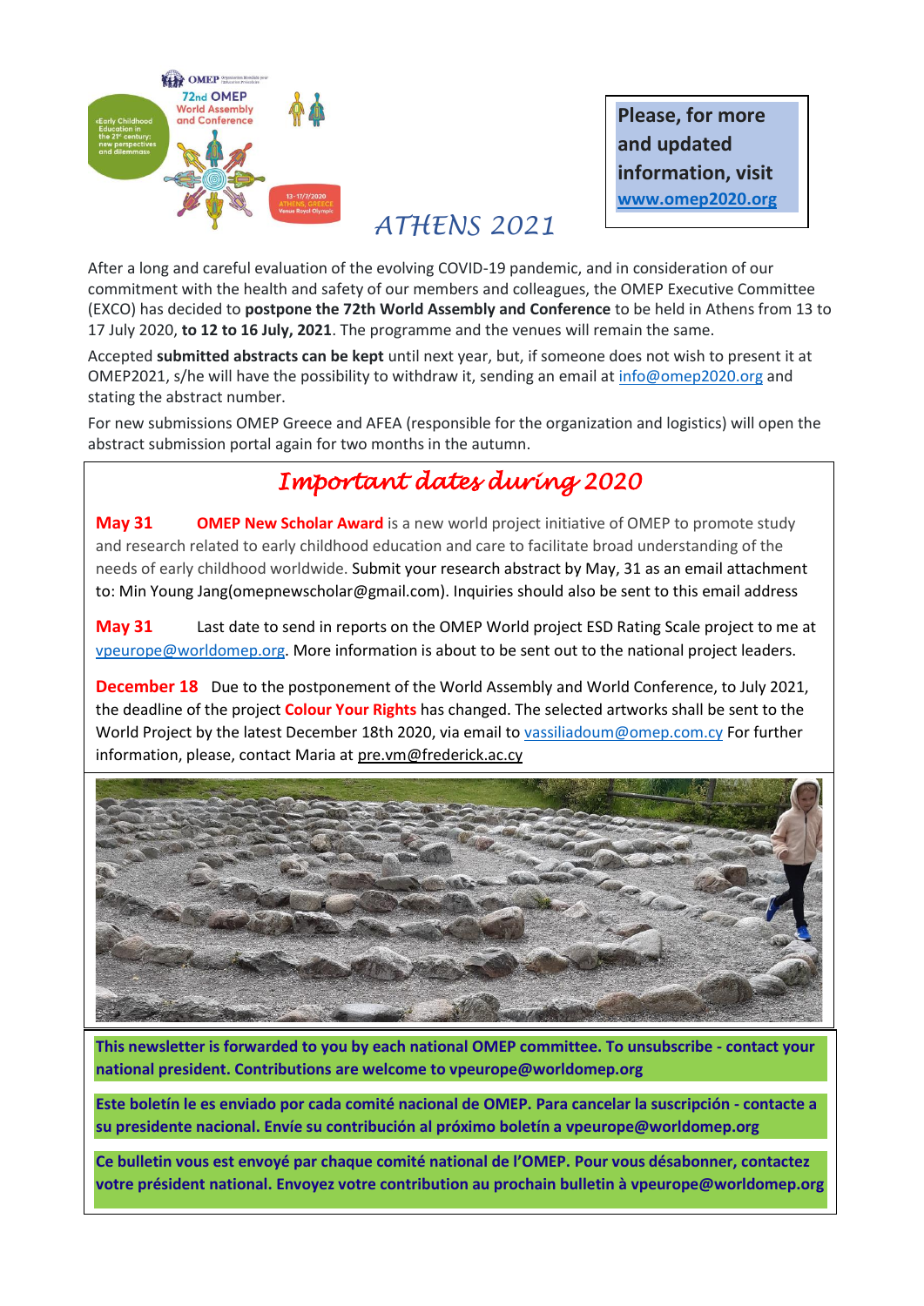ATHENS 2021

Please, for more and updated information, visit [www.omep2020.org](http://www.omep2020.org)

After a long and careful evaluation of the evolving COVID-19 pandemic, and in consideration of our commitment with the health and safety of our members and colleagues, the OMEP Executive Committee (EXCO) has decided to **postpone the 72th World Assembly and Conference** to be held in Athens from 13 to 17 July 2020, **to 12 to 16 July, 2021**. The programme and the venues will remain the same.

Accepted **submitted abstracts can be kept** until next year, but, if someone does not wish to present it at OMEP2021, s/he will have the possibility to withdraw it, sending an email at info@omep2020.org and stating the abstract number.

For new submissions OMEP Greece and AFEA (responsible for the organization and logistics) will open the abstract submission portal again for two months in the autumn.

## *Important dates during 2020*

**May 31** **OMEP New Scholar Award** is a new world project initiative of OMEP to promote study and research related to early childhood education and care to facilitate broad understanding of the needs of early childhood worldwide. Submit your research abstract by May, 31 as an email attachment to: Min Young Jang(omepnewscholar@gmail.com). Inquiries should also be sent to this email address

**May 31** Last date to send in reports on the OMEP World project ESD Rating Scale project to me at vpeurope@worldomep.org. More information is about to be sent out to the national project leaders.

**December 18** Due to the postponement of the World Assembly and World Conference, to July 2021, the deadline of the project **Colour Your Rights** has changed. The selected artworks shall be sent to the World Project by the latest December 18th 2020, via email to vassiliadoum@omep.com.cy For further information, please, contact Maria at pre.vm@frederick.ac.cy

**This newsletter is forwarded to you by each national OMEP committee. To unsubscribe - contact your national president. Contributions are welcome to vpeurope@worldomep.org**

**Este boletín le es enviado por cada comité nacional de OMEP. Para cancelar la suscripción - contacte a su presidente nacional. Envíe su contribución al próximo boletín a vpeurope@worldomep.org**

**Ce bulletin vous est envoyé par chaque comité national de l'OMEP. Pour vous désabonner, contactez votre président national. Envoyez votre contribution au prochain bulletin à vpeurope@worldomep.org**